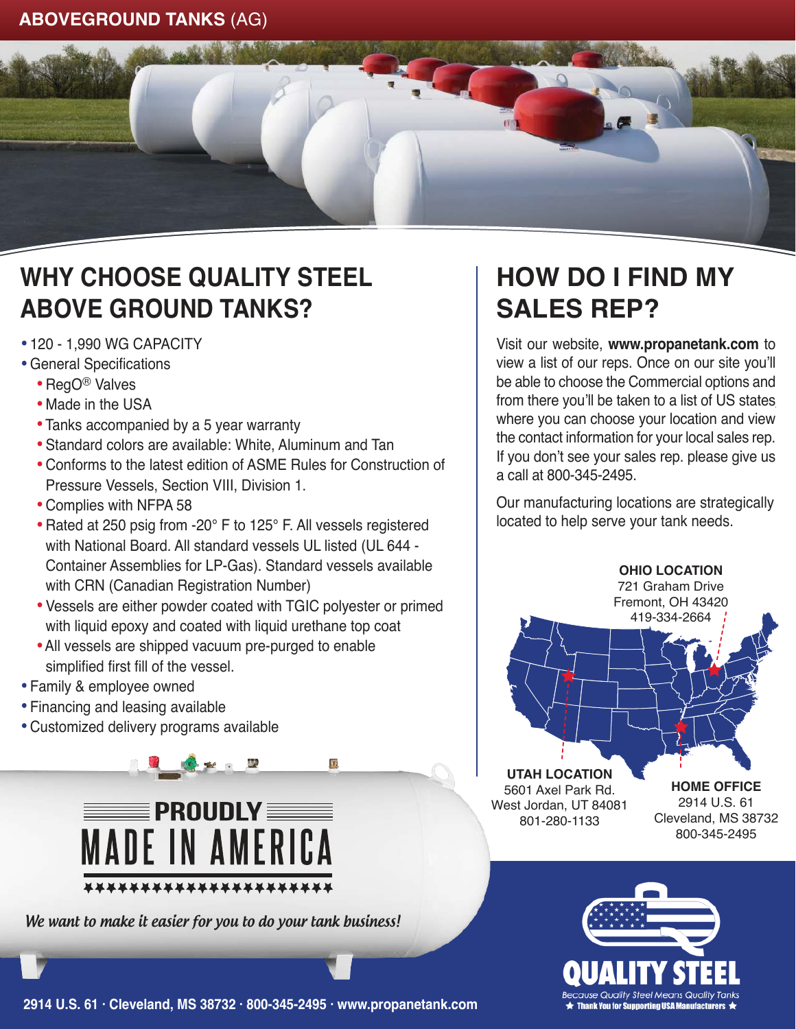**ABOVEGROUND TANKS** (AG)

## WHY CHOOSE QUALITY STEEL ABOVE GROUND TANKS?

- 120 - 1,990 WG CAPACITY
- General Specifications
  - RegO® Valves
  - Made in the USA
  - Tanks accompanied by a 5 year warranty
  - Standard colors are available: White, Aluminum and Tan
  - Conforms to the latest edition of ASME Rules for Construction of Pressure Vessels, Section VIII, Division 1.
  - Complies with NFPA 58
  - Rated at 250 psig from -20° F to 125° F. All vessels registered with National Board. All standard vessels UL listed (UL 644 - Container Assemblies for LP-Gas). Standard vessels available with CRN (Canadian Registration Number)
  - Vessels are either powder coated with TGIC polyester or primed with liquid epoxy and coated with liquid urethane top coat
  - All vessels are shipped vacuum pre-purged to enable simplified first fill of the vessel.
- Family & employee owned
- Financing and leasing available
- Customized delivery programs available

**PROUDLY MADE IN AMERICA**

*We want to make it easier for you to do your tank business!*

## HOW DO I FIND MY SALES REP?

Visit our website, **www.propanetank.com** to view a list of our reps. Once on our site you'll be able to choose the Commercial options and from there you'll be taken to a list of US states where you can choose your location and view the contact information for your local sales rep. If you don't see your sales rep. please give us a call at 800-345-2495.

Our manufacturing locations are strategically located to help serve your tank needs.

**OHIO LOCATION**
721 Graham Drive
Fremont, OH 43420
419-334-2664

**UTAH LOCATION**
5601 Axel Park Rd.
West Jordan, UT 84081
801-280-1133

**HOME OFFICE**
2914 U.S. 61
Cleveland, MS 38732
800-345-2495

**QUALITY STEEL**
*Because Quality Steel Means Quality Tanks*
★ Thank You for Supporting USA Manufacturers ★

2914 U.S. 61 · Cleveland, MS 38732 · 800-345-2495 · www.propanetank.com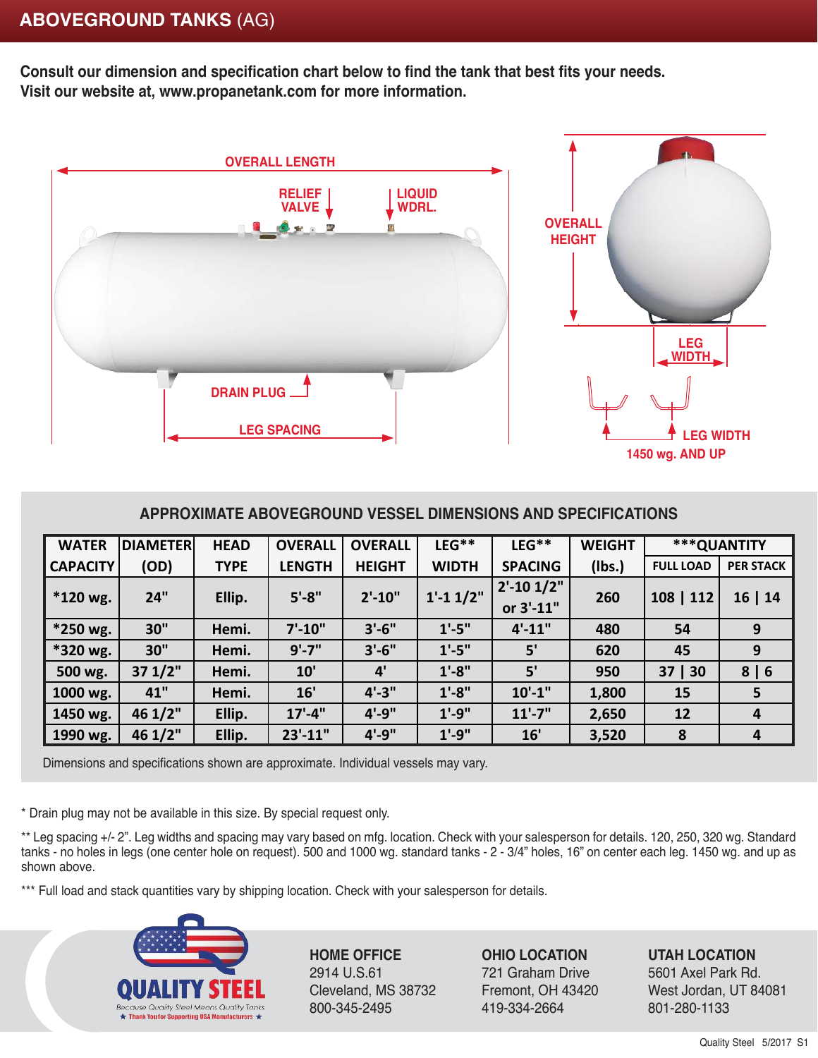## ABOVEGROUND TANKS (AG)

**Consult our dimension and specification chart below to find the tank that best fits your needs.**
**Visit our website at, www.propanetank.com for more information.**

OVERALL LENGTH
RELIEF VALVE
LIQUID WDRL.
DRAIN PLUG
LEG SPACING
OVERALL HEIGHT
LEG WIDTH
LEG WIDTH
1450 wg. AND UP

### APPROXIMATE ABOVEGROUND VESSEL DIMENSIONS AND SPECIFICATIONS

| WATER CAPACITY | DIAMETER (OD) | HEAD TYPE | OVERALL LENGTH | OVERALL HEIGHT | LEG** WIDTH | LEG** SPACING | WEIGHT (lbs.) | ***QUANTITY | |
|---|---|---|---|---|---|---|---|---|---|
| | | | | | | | | FULL LOAD | PER STACK |
| *120 wg. | 24" | Ellip. | 5'-8" | 2'-10" | 1'-1 1/2" | 2'-10 1/2" or 3'-11" | 260 | 108 \| 112 | 16 \| 14 |
| *250 wg. | 30" | Hemi. | 7'-10" | 3'-6" | 1'-5" | 4'-11" | 480 | 54 | 9 |
| *320 wg. | 30" | Hemi. | 9'-7" | 3'-6" | 1'-5" | 5' | 620 | 45 | 9 |
| 500 wg. | 37 1/2" | Hemi. | 10' | 4' | 1'-8" | 5' | 950 | 37 \| 30 | 8 \| 6 |
| 1000 wg. | 41" | Hemi. | 16' | 4'-3" | 1'-8" | 10'-1" | 1,800 | 15 | 5 |
| 1450 wg. | 46 1/2" | Ellip. | 17'-4" | 4'-9" | 1'-9" | 11'-7" | 2,650 | 12 | 4 |
| 1990 wg. | 46 1/2" | Ellip. | 23'-11" | 4'-9" | 1'-9" | 16' | 3,520 | 8 | 4 |

Dimensions and specifications shown are approximate. Individual vessels may vary.

* Drain plug may not be available in this size. By special request only.

** Leg spacing +/- 2". Leg widths and spacing may vary based on mfg. location. Check with your salesperson for details. 120, 250, 320 wg. Standard tanks - no holes in legs (one center hole on request). 500 and 1000 wg. standard tanks - 2 - 3/4" holes, 16" on center each leg. 1450 wg. and up as shown above.

*** Full load and stack quantities vary by shipping location. Check with your salesperson for details.

QUALITY STEEL
Because Quality Steel Means Quality Tanks
★ Thank You for Supporting USA Manufacturers ★

**HOME OFFICE**
2914 U.S.61
Cleveland, MS 38732
800-345-2495

**OHIO LOCATION**
721 Graham Drive
Fremont, OH 43420
419-334-2664

**UTAH LOCATION**
5601 Axel Park Rd.
West Jordan, UT 84081
801-280-1133

Quality Steel 5/2017 S1